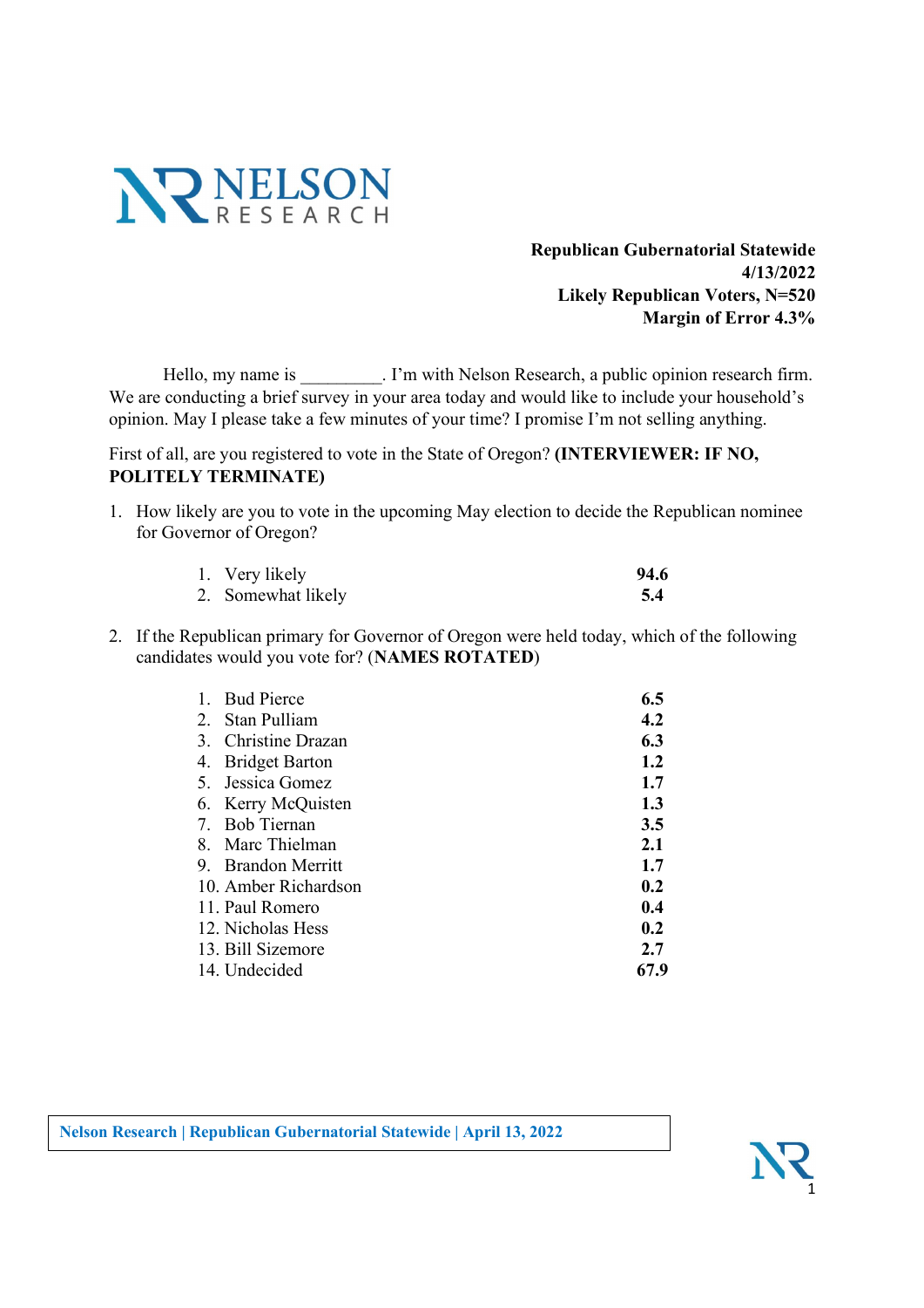**Republican Gubernatorial Statewide**
**4/13/2022**
**Likely Republican Voters, N=520**
**Margin of Error 4.3%**

Hello, my name is _________. I'm with Nelson Research, a public opinion research firm. We are conducting a brief survey in your area today and would like to include your household's opinion. May I please take a few minutes of your time? I promise I'm not selling anything.

First of all, are you registered to vote in the State of Oregon? **(INTERVIEWER: IF NO, POLITELY TERMINATE)**

1. How likely are you to vote in the upcoming May election to decide the Republican nominee for Governor of Oregon?

| | |
|---|---|
| 1. Very likely | **94.6** |
| 2. Somewhat likely | **5.4** |

2. If the Republican primary for Governor of Oregon were held today, which of the following candidates would you vote for? (**NAMES ROTATED**)

| | |
|---|---|
| 1. Bud Pierce | **6.5** |
| 2. Stan Pulliam | **4.2** |
| 3. Christine Drazan | **6.3** |
| 4. Bridget Barton | **1.2** |
| 5. Jessica Gomez | **1.7** |
| 6. Kerry McQuisten | **1.3** |
| 7. Bob Tiernan | **3.5** |
| 8. Marc Thielman | **2.1** |
| 9. Brandon Merritt | **1.7** |
| 10. Amber Richardson | **0.2** |
| 11. Paul Romero | **0.4** |
| 12. Nicholas Hess | **0.2** |
| 13. Bill Sizemore | **2.7** |
| 14. Undecided | **67.9** |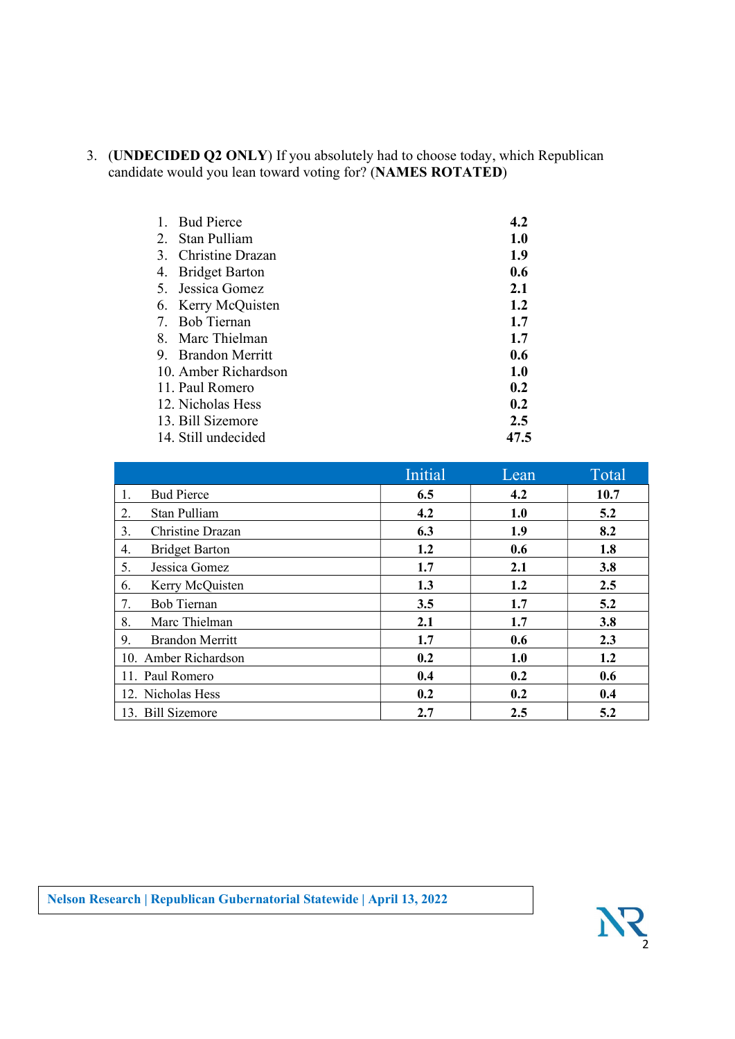3. (**UNDECIDED Q2 ONLY**) If you absolutely had to choose today, which Republican candidate would you lean toward voting for? (**NAMES ROTATED**)

| | |
|---|---|
| 1. Bud Pierce | **4.2** |
| 2. Stan Pulliam | **1.0** |
| 3. Christine Drazan | **1.9** |
| 4. Bridget Barton | **0.6** |
| 5. Jessica Gomez | **2.1** |
| 6. Kerry McQuisten | **1.2** |
| 7. Bob Tiernan | **1.7** |
| 8. Marc Thielman | **1.7** |
| 9. Brandon Merritt | **0.6** |
| 10. Amber Richardson | **1.0** |
| 11. Paul Romero | **0.2** |
| 12. Nicholas Hess | **0.2** |
| 13. Bill Sizemore | **2.5** |
| 14. Still undecided | **47.5** |

| | Initial | Lean | Total |
|---|---|---|---|
| 1. Bud Pierce | **6.5** | **4.2** | **10.7** |
| 2. Stan Pulliam | **4.2** | **1.0** | **5.2** |
| 3. Christine Drazan | **6.3** | **1.9** | **8.2** |
| 4. Bridget Barton | **1.2** | **0.6** | **1.8** |
| 5. Jessica Gomez | **1.7** | **2.1** | **3.8** |
| 6. Kerry McQuisten | **1.3** | **1.2** | **2.5** |
| 7. Bob Tiernan | **3.5** | **1.7** | **5.2** |
| 8. Marc Thielman | **2.1** | **1.7** | **3.8** |
| 9. Brandon Merritt | **1.7** | **0.6** | **2.3** |
| 10. Amber Richardson | **0.2** | **1.0** | **1.2** |
| 11. Paul Romero | **0.4** | **0.2** | **0.6** |
| 12. Nicholas Hess | **0.2** | **0.2** | **0.4** |
| 13. Bill Sizemore | **2.7** | **2.5** | **5.2** |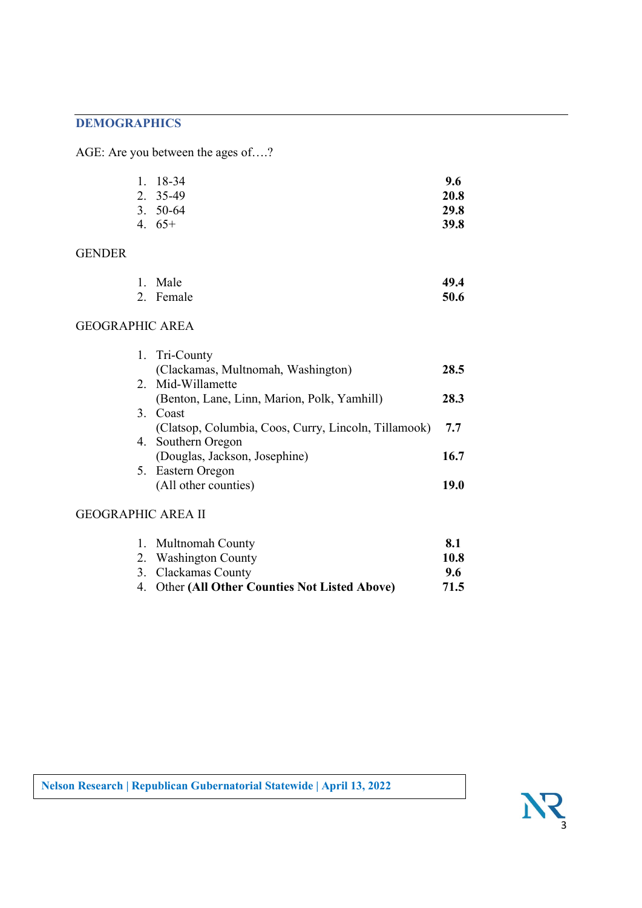## DEMOGRAPHICS

AGE: Are you between the ages of….?

| | | |
|---|---|---|
| 1. | 18-34 | **9.6** |
| 2. | 35-49 | **20.8** |
| 3. | 50-64 | **29.8** |
| 4. | 65+ | **39.8** |

GENDER

| | | |
|---|---|---|
| 1. | Male | **49.4** |
| 2. | Female | **50.6** |

GEOGRAPHIC AREA

| | | |
|---|---|---|
| 1. | Tri-County (Clackamas, Multnomah, Washington) | **28.5** |
| 2. | Mid-Willamette (Benton, Lane, Linn, Marion, Polk, Yamhill) | **28.3** |
| 3. | Coast (Clatsop, Columbia, Coos, Curry, Lincoln, Tillamook) | **7.7** |
| 4. | Southern Oregon (Douglas, Jackson, Josephine) | **16.7** |
| 5. | Eastern Oregon (All other counties) | **19.0** |

GEOGRAPHIC AREA II

| | | |
|---|---|---|
| 1. | Multnomah County | **8.1** |
| 2. | Washington County | **10.8** |
| 3. | Clackamas County | **9.6** |
| 4. | Other **(All Other Counties Not Listed Above)** | **71.5** |

**Nelson Research | Republican Gubernatorial Statewide | April 13, 2022**